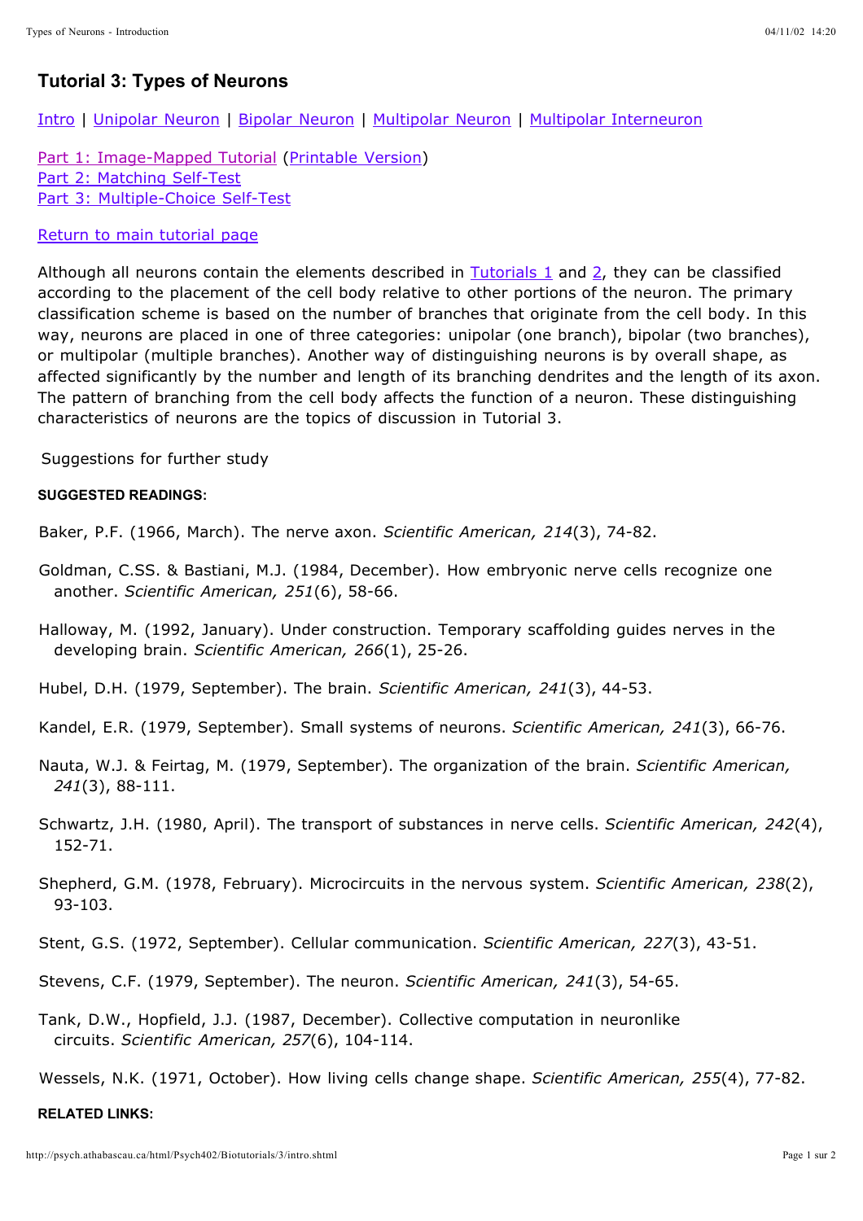## Tutorial 3: Types of Neurons

Intro | Unipolar Neuron | Bipolar Neuron | Multipolar Neuron | Multipolar Interneuron

Part 1: Image-Mapped Tutorial (Printable Version)
Part 2: Matching Self-Test
Part 3: Multiple-Choice Self-Test

Return to main tutorial page

Although all neurons contain the elements described in Tutorials 1 and 2, they can be classified according to the placement of the cell body relative to other portions of the neuron. The primary classification scheme is based on the number of branches that originate from the cell body. In this way, neurons are placed in one of three categories: unipolar (one branch), bipolar (two branches), or multipolar (multiple branches). Another way of distinguishing neurons is by overall shape, as affected significantly by the number and length of its branching dendrites and the length of its axon. The pattern of branching from the cell body affects the function of a neuron. These distinguishing characteristics of neurons are the topics of discussion in Tutorial 3.

Suggestions for further study

#### SUGGESTED READINGS:

Baker, P.F. (1966, March). The nerve axon. *Scientific American, 214*(3), 74-82.

Goldman, C.SS. & Bastiani, M.J. (1984, December). How embryonic nerve cells recognize one another. *Scientific American, 251*(6), 58-66.

Halloway, M. (1992, January). Under construction. Temporary scaffolding guides nerves in the developing brain. *Scientific American, 266*(1), 25-26.

Hubel, D.H. (1979, September). The brain. *Scientific American, 241*(3), 44-53.

Kandel, E.R. (1979, September). Small systems of neurons. *Scientific American, 241*(3), 66-76.

Nauta, W.J. & Feirtag, M. (1979, September). The organization of the brain. *Scientific American, 241*(3), 88-111.

Schwartz, J.H. (1980, April). The transport of substances in nerve cells. *Scientific American, 242*(4), 152-71.

Shepherd, G.M. (1978, February). Microcircuits in the nervous system. *Scientific American, 238*(2), 93-103.

Stent, G.S. (1972, September). Cellular communication. *Scientific American, 227*(3), 43-51.

Stevens, C.F. (1979, September). The neuron. *Scientific American, 241*(3), 54-65.

Tank, D.W., Hopfield, J.J. (1987, December). Collective computation in neuronlike circuits. *Scientific American, 257*(6), 104-114.

Wessels, N.K. (1971, October). How living cells change shape. *Scientific American, 255*(4), 77-82.

#### RELATED LINKS: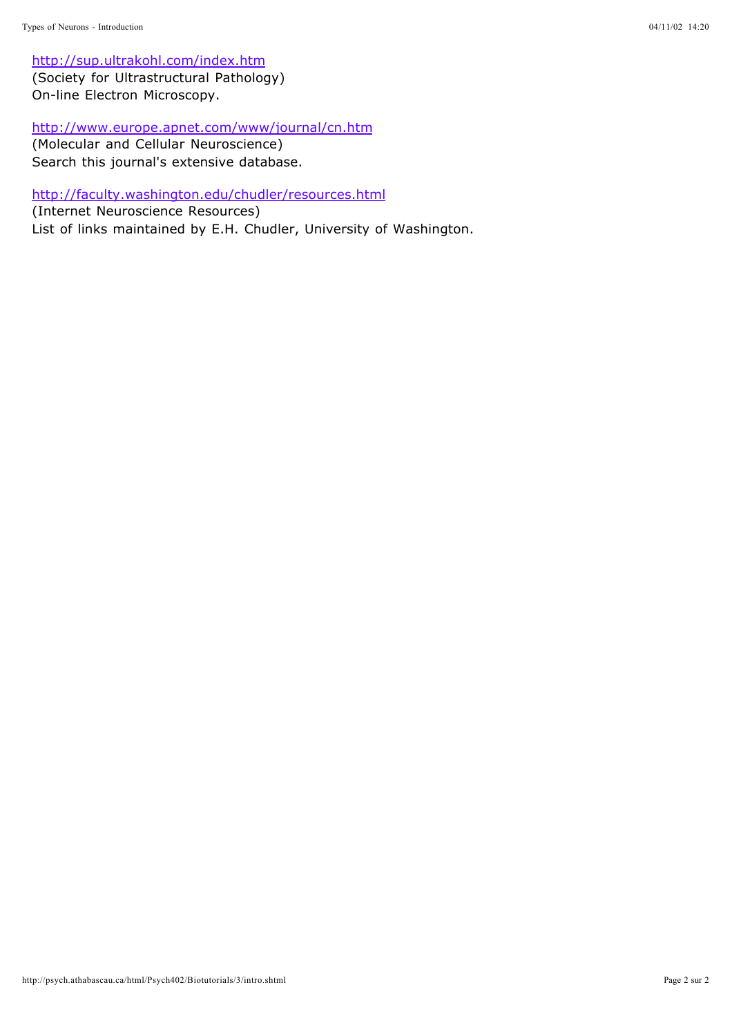http://sup.ultrakohl.com/index.htm
(Society for Ultrastructural Pathology)
On-line Electron Microscopy.

http://www.europe.apnet.com/www/journal/cn.htm
(Molecular and Cellular Neuroscience)
Search this journal's extensive database.

http://faculty.washington.edu/chudler/resources.html
(Internet Neuroscience Resources)
List of links maintained by E.H. Chudler, University of Washington.